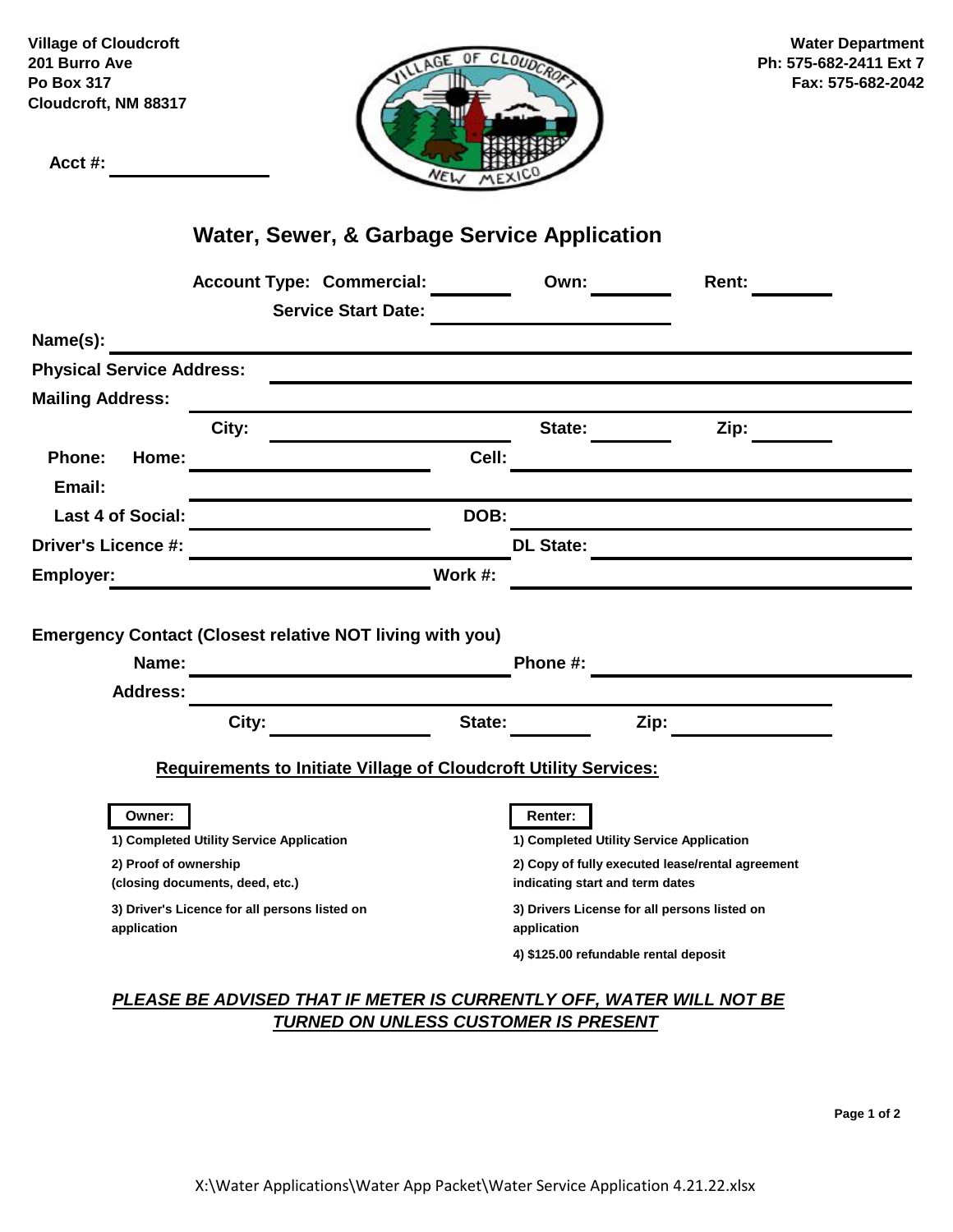**Village of Cloudcroft**
**201 Burro Ave**
**Po Box 317**
**Cloudcroft, NM 88317**

**Water Department**
**Ph: 575-682-2411 Ext 7**
**Fax: 575-682-2042**

**Acct #:** ______________

## Water, Sewer, & Garbage Service Application

**Account Type: Commercial:** ________ **Own:** ________ **Rent:** ________

**Service Start Date:** ____________________

**Name(s):** ________________________________________________

**Physical Service Address:** ________________________________________

**Mailing Address:** ____________________________________________

**City:** ________________ **State:** ________ **Zip:** ________

**Phone: Home:** ________________ **Cell:** ________________________

**Email:** ______________________________________________________

**Last 4 of Social:** ________________ **DOB:** ________________________

**Driver's Licence #:** ________________ **DL State:** ____________________

**Employer:** ____________________ **Work #:** ________________________

**Emergency Contact (Closest relative NOT living with you)**

**Name:** ________________________ **Phone #:** ____________________

**Address:** ______________________________________________

**City:** ______________ **State:** ________ **Zip:** ____________

**Requirements to Initiate Village of Cloudcroft Utility Services:**

**Owner:**

1) Completed Utility Service Application
2) Proof of ownership (closing documents, deed, etc.)
3) Driver's Licence for all persons listed on application

**Renter:**

1) Completed Utility Service Application
2) Copy of fully executed lease/rental agreement indicating start and term dates
3) Drivers License for all persons listed on application
4) $125.00 refundable rental deposit

***PLEASE BE ADVISED THAT IF METER IS CURRENTLY OFF, WATER WILL NOT BE TURNED ON UNLESS CUSTOMER IS PRESENT***

X:\Water Applications\Water App Packet\Water Service Application 4.21.22.xlsx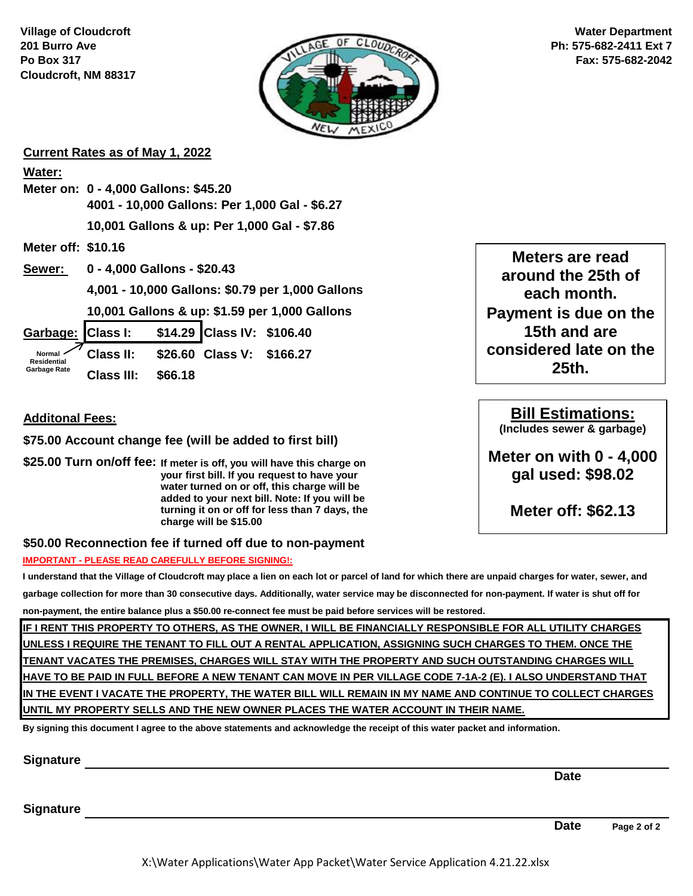Village of Cloudcroft
201 Burro Ave
Po Box 317
Cloudcroft, NM 88317

Water Department
Ph: 575-682-2411 Ext 7
Fax: 575-682-2042

## Current Rates as of May 1, 2022

**Water:**

**Meter on:** 0 - 4,000 Gallons: $45.20
4001 - 10,000 Gallons: Per 1,000 Gal - $6.27
10,001 Gallons & up: Per 1,000 Gal - $7.86

**Meter off:** $10.16

**Sewer:** 0 - 4,000 Gallons - $20.43
4,001 - 10,000 Gallons: $0.79 per 1,000 Gallons
10,001 Gallons & up: $1.59 per 1,000 Gallons

**Garbage:**

| | | | |
|---|---|---|---|
| Class I: | $14.29 | Class IV: | $106.40 |
| Class II: | $26.60 | Class V: | $166.27 |
| Class III: | $66.18 | | |

Normal Residential Garbage Rate (Class I)

**Meters are read around the 25th of each month. Payment is due on the 15th and are considered late on the 25th.**

**Bill Estimations:**
(Includes sewer & garbage)

**Meter on with 0 - 4,000 gal used: $98.02**

**Meter off: $62.13**

## Additonal Fees:

**$75.00 Account change fee (will be added to first bill)**

**$25.00 Turn on/off fee:** If meter is off, you will have this charge on your first bill. If you request to have your water turned on or off, this charge will be added to your next bill. Note: If you will be turning it on or off for less than 7 days, the charge will be $15.00

**$50.00 Reconnection fee if turned off due to non-payment**

**IMPORTANT - PLEASE READ CAREFULLY BEFORE SIGNING!:**

I understand that the Village of Cloudcroft may place a lien on each lot or parcel of land for which there are unpaid charges for water, sewer, and garbage collection for more than 30 consecutive days. Additionally, water service may be disconnected for non-payment. If water is shut off for non-payment, the entire balance plus a $50.00 re-connect fee must be paid before services will be restored.

**IF I RENT THIS PROPERTY TO OTHERS, AS THE OWNER, I WILL BE FINANCIALLY RESPONSIBLE FOR ALL UTILITY CHARGES UNLESS I REQUIRE THE TENANT TO FILL OUT A RENTAL APPLICATION, ASSIGNING SUCH CHARGES TO THEM. ONCE THE TENANT VACATES THE PREMISES, CHARGES WILL STAY WITH THE PROPERTY AND SUCH OUTSTANDING CHARGES WILL HAVE TO BE PAID IN FULL BEFORE A NEW TENANT CAN MOVE IN PER VILLAGE CODE 7-1A-2 (E). I ALSO UNDERSTAND THAT IN THE EVENT I VACATE THE PROPERTY, THE WATER BILL WILL REMAIN IN MY NAME AND CONTINUE TO COLLECT CHARGES UNTIL MY PROPERTY SELLS AND THE NEW OWNER PLACES THE WATER ACCOUNT IN THEIR NAME.**

By signing this document I agree to the above statements and acknowledge the receipt of this water packet and information.

Signature ______________________________ Date

Signature ______________________________ Date

X:\Water Applications\Water App Packet\Water Service Application 4.21.22.xlsx